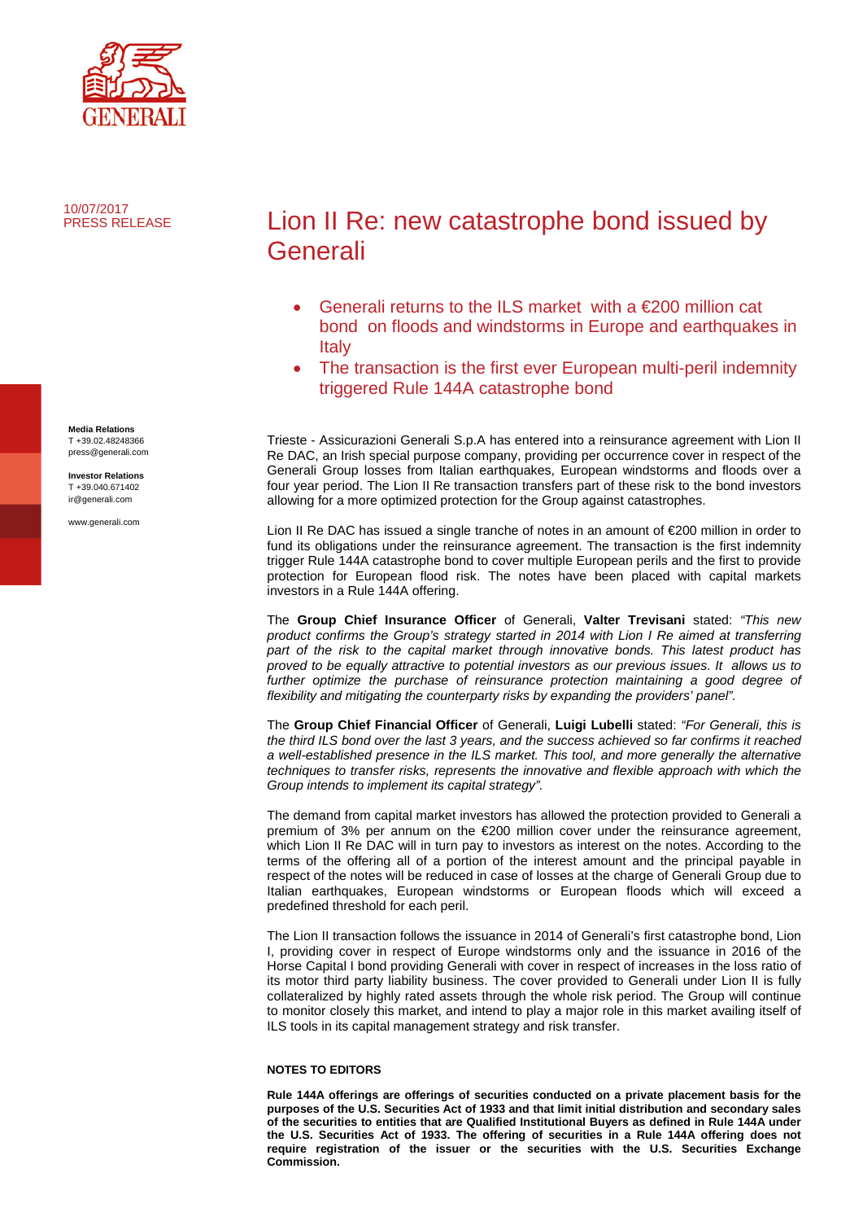10/07/2017
PRESS RELEASE

# Lion II Re: new catastrophe bond issued by Generali

- Generali returns to the ILS market with a €200 million cat bond on floods and windstorms in Europe and earthquakes in Italy
- The transaction is the first ever European multi-peril indemnity triggered Rule 144A catastrophe bond

**Media Relations**
T +39.02.48248366
press@generali.com

**Investor Relations**
T +39.040.671402
ir@generali.com

www.generali.com

Trieste - Assicurazioni Generali S.p.A has entered into a reinsurance agreement with Lion II Re DAC, an Irish special purpose company, providing per occurrence cover in respect of the Generali Group losses from Italian earthquakes, European windstorms and floods over a four year period. The Lion II Re transaction transfers part of these risk to the bond investors allowing for a more optimized protection for the Group against catastrophes.

Lion II Re DAC has issued a single tranche of notes in an amount of €200 million in order to fund its obligations under the reinsurance agreement. The transaction is the first indemnity trigger Rule 144A catastrophe bond to cover multiple European perils and the first to provide protection for European flood risk. The notes have been placed with capital markets investors in a Rule 144A offering.

The **Group Chief Insurance Officer** of Generali, **Valter Trevisani** stated: *"This new product confirms the Group's strategy started in 2014 with Lion I Re aimed at transferring part of the risk to the capital market through innovative bonds. This latest product has proved to be equally attractive to potential investors as our previous issues. It allows us to further optimize the purchase of reinsurance protection maintaining a good degree of flexibility and mitigating the counterparty risks by expanding the providers' panel".*

The **Group Chief Financial Officer** of Generali, **Luigi Lubelli** stated: *"For Generali, this is the third ILS bond over the last 3 years, and the success achieved so far confirms it reached a well-established presence in the ILS market. This tool, and more generally the alternative techniques to transfer risks, represents the innovative and flexible approach with which the Group intends to implement its capital strategy".*

The demand from capital market investors has allowed the protection provided to Generali a premium of 3% per annum on the €200 million cover under the reinsurance agreement, which Lion II Re DAC will in turn pay to investors as interest on the notes. According to the terms of the offering all of a portion of the interest amount and the principal payable in respect of the notes will be reduced in case of losses at the charge of Generali Group due to Italian earthquakes, European windstorms or European floods which will exceed a predefined threshold for each peril.

The Lion II transaction follows the issuance in 2014 of Generali's first catastrophe bond, Lion I, providing cover in respect of Europe windstorms only and the issuance in 2016 of the Horse Capital I bond providing Generali with cover in respect of increases in the loss ratio of its motor third party liability business. The cover provided to Generali under Lion II is fully collateralized by highly rated assets through the whole risk period. The Group will continue to monitor closely this market, and intend to play a major role in this market availing itself of ILS tools in its capital management strategy and risk transfer.

**NOTES TO EDITORS**

**Rule 144A offerings are offerings of securities conducted on a private placement basis for the purposes of the U.S. Securities Act of 1933 and that limit initial distribution and secondary sales of the securities to entities that are Qualified Institutional Buyers as defined in Rule 144A under the U.S. Securities Act of 1933. The offering of securities in a Rule 144A offering does not require registration of the issuer or the securities with the U.S. Securities Exchange Commission.**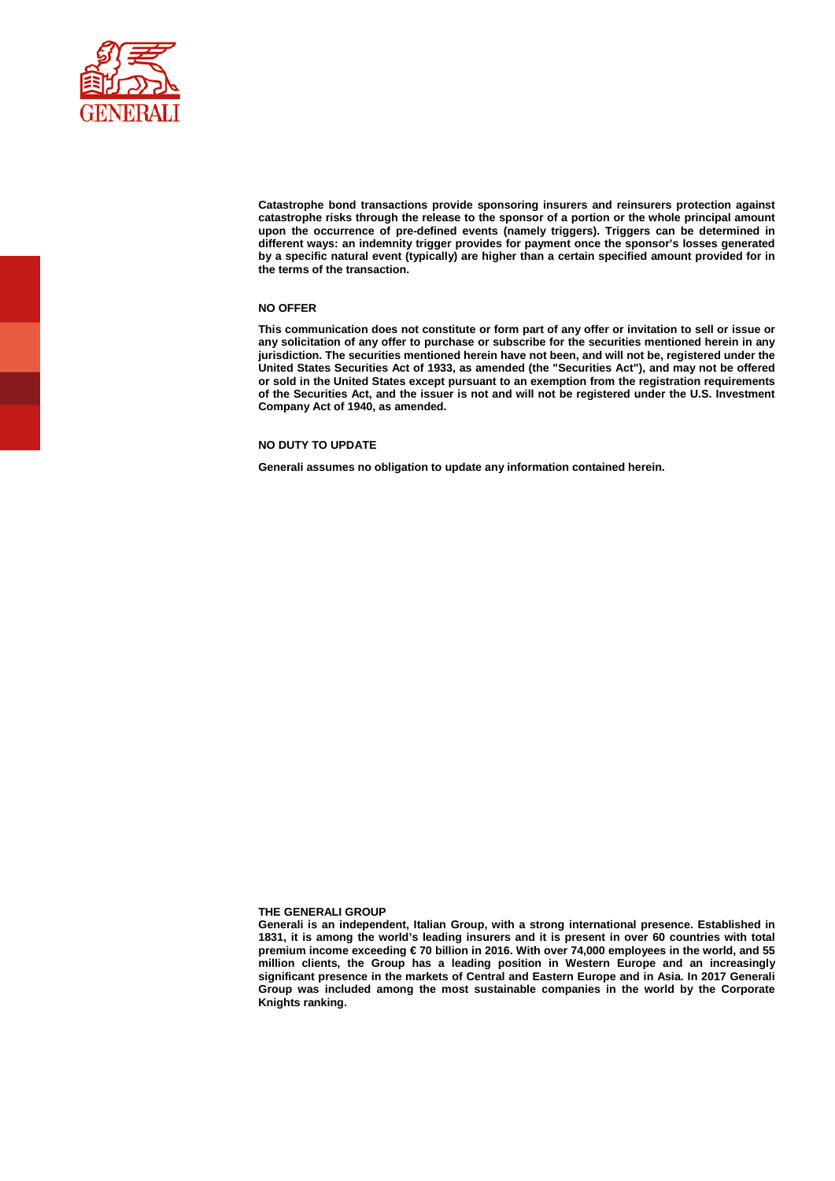**Catastrophe bond transactions provide sponsoring insurers and reinsurers protection against catastrophe risks through the release to the sponsor of a portion or the whole principal amount upon the occurrence of pre-defined events (namely triggers). Triggers can be determined in different ways: an indemnity trigger provides for payment once the sponsor's losses generated by a specific natural event (typically) are higher than a certain specified amount provided for in the terms of the transaction.**

**NO OFFER**

**This communication does not constitute or form part of any offer or invitation to sell or issue or any solicitation of any offer to purchase or subscribe for the securities mentioned herein in any jurisdiction. The securities mentioned herein have not been, and will not be, registered under the United States Securities Act of 1933, as amended (the "Securities Act"), and may not be offered or sold in the United States except pursuant to an exemption from the registration requirements of the Securities Act, and the issuer is not and will not be registered under the U.S. Investment Company Act of 1940, as amended.**

**NO DUTY TO UPDATE**

**Generali assumes no obligation to update any information contained herein.**

**THE GENERALI GROUP**

**Generali is an independent, Italian Group, with a strong international presence. Established in 1831, it is among the world's leading insurers and it is present in over 60 countries with total premium income exceeding € 70 billion in 2016. With over 74,000 employees in the world, and 55 million clients, the Group has a leading position in Western Europe and an increasingly significant presence in the markets of Central and Eastern Europe and in Asia. In 2017 Generali Group was included among the most sustainable companies in the world by the Corporate Knights ranking.**